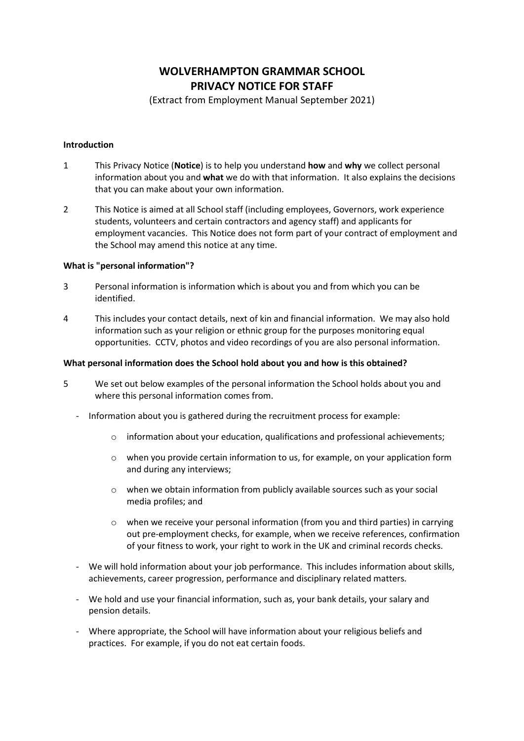# WOLVERHAMPTON GRAMMAR SCHOOL
# PRIVACY NOTICE FOR STAFF

(Extract from Employment Manual September 2021)

**Introduction**

1 This Privacy Notice (**Notice**) is to help you understand **how** and **why** we collect personal information about you and **what** we do with that information. It also explains the decisions that you can make about your own information.

2 This Notice is aimed at all School staff (including employees, Governors, work experience students, volunteers and certain contractors and agency staff) and applicants for employment vacancies. This Notice does not form part of your contract of employment and the School may amend this notice at any time.

**What is "personal information"?**

3 Personal information is information which is about you and from which you can be identified.

4 This includes your contact details, next of kin and financial information. We may also hold information such as your religion or ethnic group for the purposes monitoring equal opportunities. CCTV, photos and video recordings of you are also personal information.

**What personal information does the School hold about you and how is this obtained?**

5 We set out below examples of the personal information the School holds about you and where this personal information comes from.

- Information about you is gathered during the recruitment process for example:
  - information about your education, qualifications and professional achievements;
  - when you provide certain information to us, for example, on your application form and during any interviews;
  - when we obtain information from publicly available sources such as your social media profiles; and
  - when we receive your personal information (from you and third parties) in carrying out pre-employment checks, for example, when we receive references, confirmation of your fitness to work, your right to work in the UK and criminal records checks.
- We will hold information about your job performance. This includes information about skills, achievements, career progression, performance and disciplinary related matters.
- We hold and use your financial information, such as, your bank details, your salary and pension details.
- Where appropriate, the School will have information about your religious beliefs and practices. For example, if you do not eat certain foods.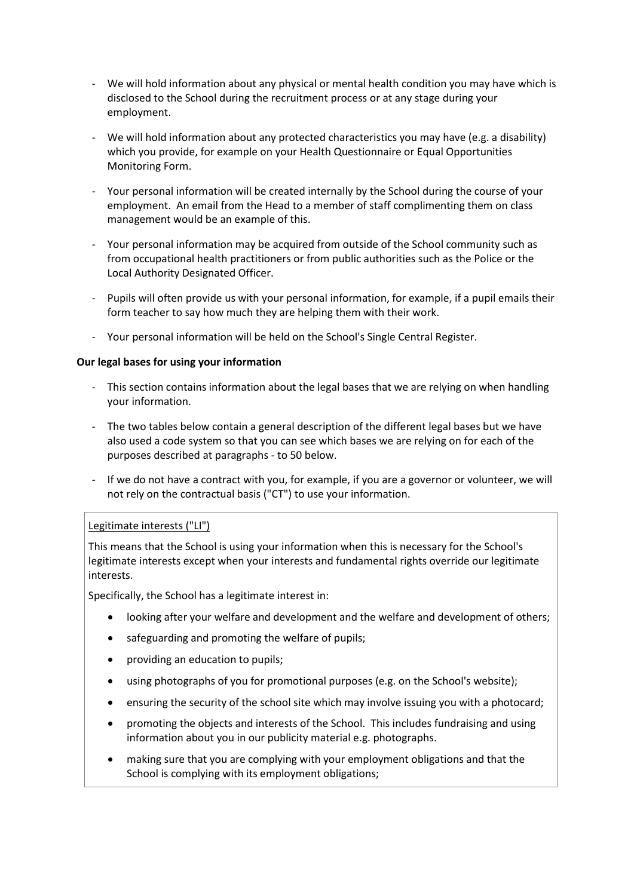- We will hold information about any physical or mental health condition you may have which is disclosed to the School during the recruitment process or at any stage during your employment.
- We will hold information about any protected characteristics you may have (e.g. a disability) which you provide, for example on your Health Questionnaire or Equal Opportunities Monitoring Form.
- Your personal information will be created internally by the School during the course of your employment. An email from the Head to a member of staff complimenting them on class management would be an example of this.
- Your personal information may be acquired from outside of the School community such as from occupational health practitioners or from public authorities such as the Police or the Local Authority Designated Officer.
- Pupils will often provide us with your personal information, for example, if a pupil emails their form teacher to say how much they are helping them with their work.
- Your personal information will be held on the School's Single Central Register.

**Our legal bases for using your information**

- This section contains information about the legal bases that we are relying on when handling your information.
- The two tables below contain a general description of the different legal bases but we have also used a code system so that you can see which bases we are relying on for each of the purposes described at paragraphs - to 50 below.
- If we do not have a contract with you, for example, if you are a governor or volunteer, we will not rely on the contractual basis ("CT") to use your information.

Legitimate interests ("LI")

This means that the School is using your information when this is necessary for the School's legitimate interests except when your interests and fundamental rights override our legitimate interests.

Specifically, the School has a legitimate interest in:

- looking after your welfare and development and the welfare and development of others;
- safeguarding and promoting the welfare of pupils;
- providing an education to pupils;
- using photographs of you for promotional purposes (e.g. on the School's website);
- ensuring the security of the school site which may involve issuing you with a photocard;
- promoting the objects and interests of the School. This includes fundraising and using information about you in our publicity material e.g. photographs.
- making sure that you are complying with your employment obligations and that the School is complying with its employment obligations;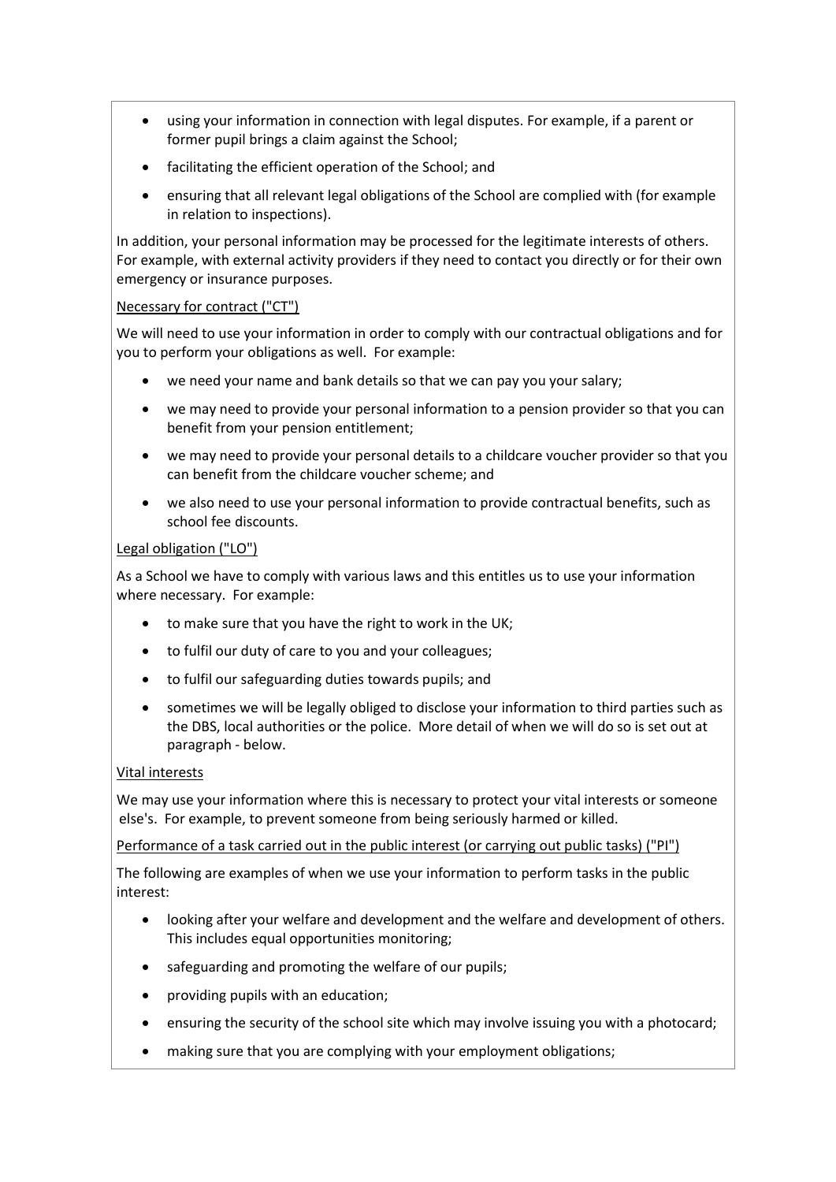- using your information in connection with legal disputes. For example, if a parent or former pupil brings a claim against the School;
- facilitating the efficient operation of the School; and
- ensuring that all relevant legal obligations of the School are complied with (for example in relation to inspections).

In addition, your personal information may be processed for the legitimate interests of others. For example, with external activity providers if they need to contact you directly or for their own emergency or insurance purposes.

Necessary for contract ("CT")

We will need to use your information in order to comply with our contractual obligations and for you to perform your obligations as well. For example:

- we need your name and bank details so that we can pay you your salary;
- we may need to provide your personal information to a pension provider so that you can benefit from your pension entitlement;
- we may need to provide your personal details to a childcare voucher provider so that you can benefit from the childcare voucher scheme; and
- we also need to use your personal information to provide contractual benefits, such as school fee discounts.

Legal obligation ("LO")

As a School we have to comply with various laws and this entitles us to use your information where necessary. For example:

- to make sure that you have the right to work in the UK;
- to fulfil our duty of care to you and your colleagues;
- to fulfil our safeguarding duties towards pupils; and
- sometimes we will be legally obliged to disclose your information to third parties such as the DBS, local authorities or the police. More detail of when we will do so is set out at paragraph - below.

Vital interests

We may use your information where this is necessary to protect your vital interests or someone else's. For example, to prevent someone from being seriously harmed or killed.

Performance of a task carried out in the public interest (or carrying out public tasks) ("PI")

The following are examples of when we use your information to perform tasks in the public interest:

- looking after your welfare and development and the welfare and development of others. This includes equal opportunities monitoring;
- safeguarding and promoting the welfare of our pupils;
- providing pupils with an education;
- ensuring the security of the school site which may involve issuing you with a photocard;
- making sure that you are complying with your employment obligations;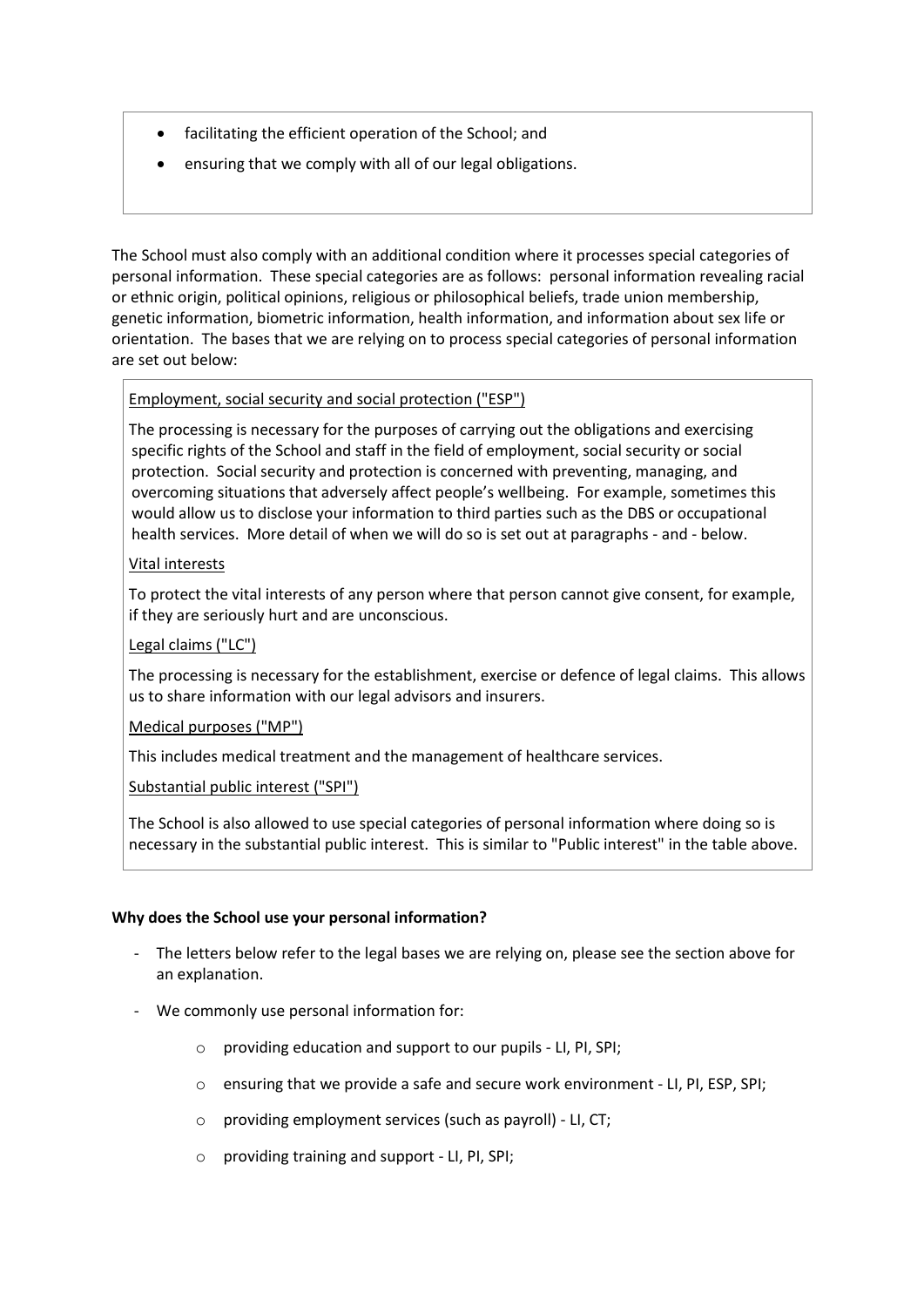- facilitating the efficient operation of the School; and
- ensuring that we comply with all of our legal obligations.

The School must also comply with an additional condition where it processes special categories of personal information. These special categories are as follows: personal information revealing racial or ethnic origin, political opinions, religious or philosophical beliefs, trade union membership, genetic information, biometric information, health information, and information about sex life or orientation. The bases that we are relying on to process special categories of personal information are set out below:

Employment, social security and social protection ("ESP")

The processing is necessary for the purposes of carrying out the obligations and exercising specific rights of the School and staff in the field of employment, social security or social protection. Social security and protection is concerned with preventing, managing, and overcoming situations that adversely affect people's wellbeing. For example, sometimes this would allow us to disclose your information to third parties such as the DBS or occupational health services. More detail of when we will do so is set out at paragraphs - and - below.

Vital interests

To protect the vital interests of any person where that person cannot give consent, for example, if they are seriously hurt and are unconscious.

Legal claims ("LC")

The processing is necessary for the establishment, exercise or defence of legal claims. This allows us to share information with our legal advisors and insurers.

Medical purposes ("MP")

This includes medical treatment and the management of healthcare services.

Substantial public interest ("SPI")

The School is also allowed to use special categories of personal information where doing so is necessary in the substantial public interest. This is similar to "Public interest" in the table above.

**Why does the School use your personal information?**

- The letters below refer to the legal bases we are relying on, please see the section above for an explanation.
- We commonly use personal information for:
  - providing education and support to our pupils - LI, PI, SPI;
  - ensuring that we provide a safe and secure work environment - LI, PI, ESP, SPI;
  - providing employment services (such as payroll) - LI, CT;
  - providing training and support - LI, PI, SPI;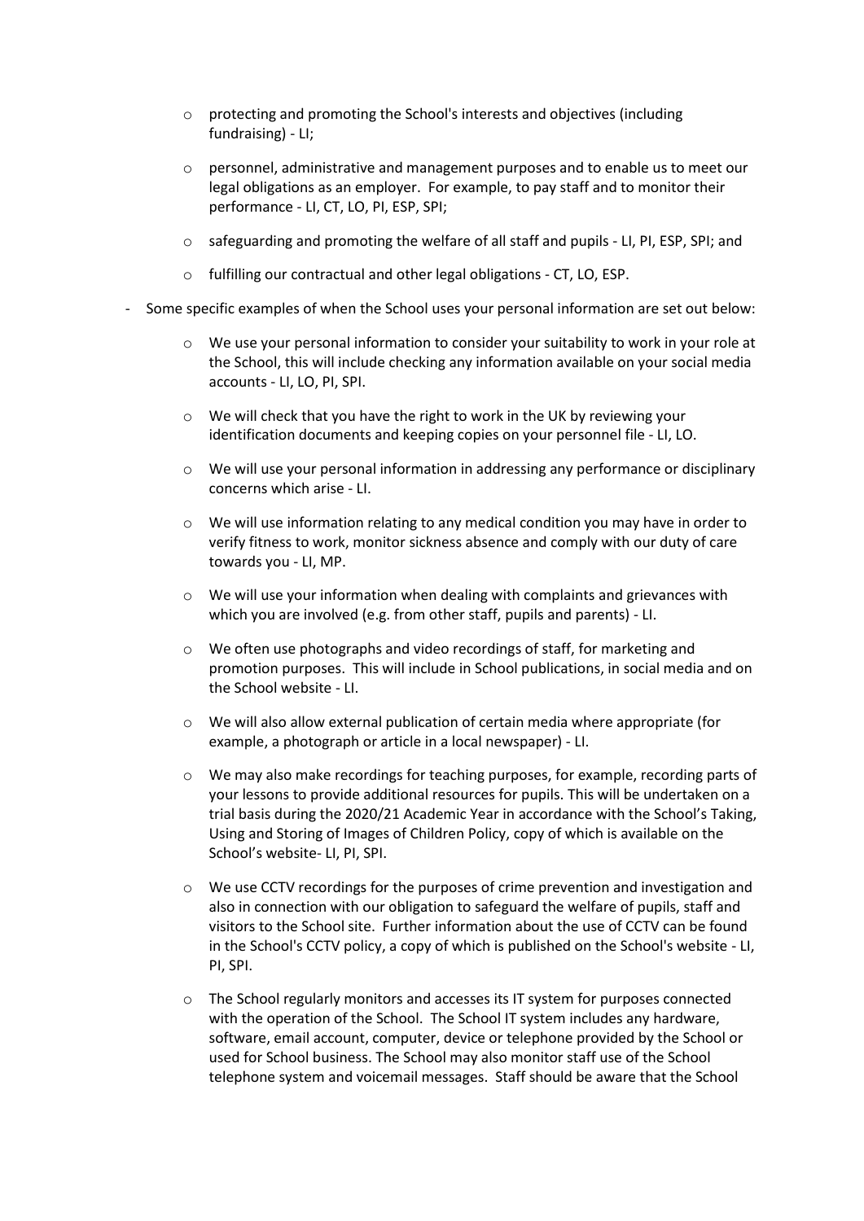- protecting and promoting the School's interests and objectives (including fundraising) - LI;
- personnel, administrative and management purposes and to enable us to meet our legal obligations as an employer. For example, to pay staff and to monitor their performance - LI, CT, LO, PI, ESP, SPI;
- safeguarding and promoting the welfare of all staff and pupils - LI, PI, ESP, SPI; and
- fulfilling our contractual and other legal obligations - CT, LO, ESP.

- Some specific examples of when the School uses your personal information are set out below:
  - We use your personal information to consider your suitability to work in your role at the School, this will include checking any information available on your social media accounts - LI, LO, PI, SPI.
  - We will check that you have the right to work in the UK by reviewing your identification documents and keeping copies on your personnel file - LI, LO.
  - We will use your personal information in addressing any performance or disciplinary concerns which arise - LI.
  - We will use information relating to any medical condition you may have in order to verify fitness to work, monitor sickness absence and comply with our duty of care towards you - LI, MP.
  - We will use your information when dealing with complaints and grievances with which you are involved (e.g. from other staff, pupils and parents) - LI.
  - We often use photographs and video recordings of staff, for marketing and promotion purposes. This will include in School publications, in social media and on the School website - LI.
  - We will also allow external publication of certain media where appropriate (for example, a photograph or article in a local newspaper) - LI.
  - We may also make recordings for teaching purposes, for example, recording parts of your lessons to provide additional resources for pupils. This will be undertaken on a trial basis during the 2020/21 Academic Year in accordance with the School's Taking, Using and Storing of Images of Children Policy, copy of which is available on the School's website- LI, PI, SPI.
  - We use CCTV recordings for the purposes of crime prevention and investigation and also in connection with our obligation to safeguard the welfare of pupils, staff and visitors to the School site. Further information about the use of CCTV can be found in the School's CCTV policy, a copy of which is published on the School's website - LI, PI, SPI.
  - The School regularly monitors and accesses its IT system for purposes connected with the operation of the School. The School IT system includes any hardware, software, email account, computer, device or telephone provided by the School or used for School business. The School may also monitor staff use of the School telephone system and voicemail messages. Staff should be aware that the School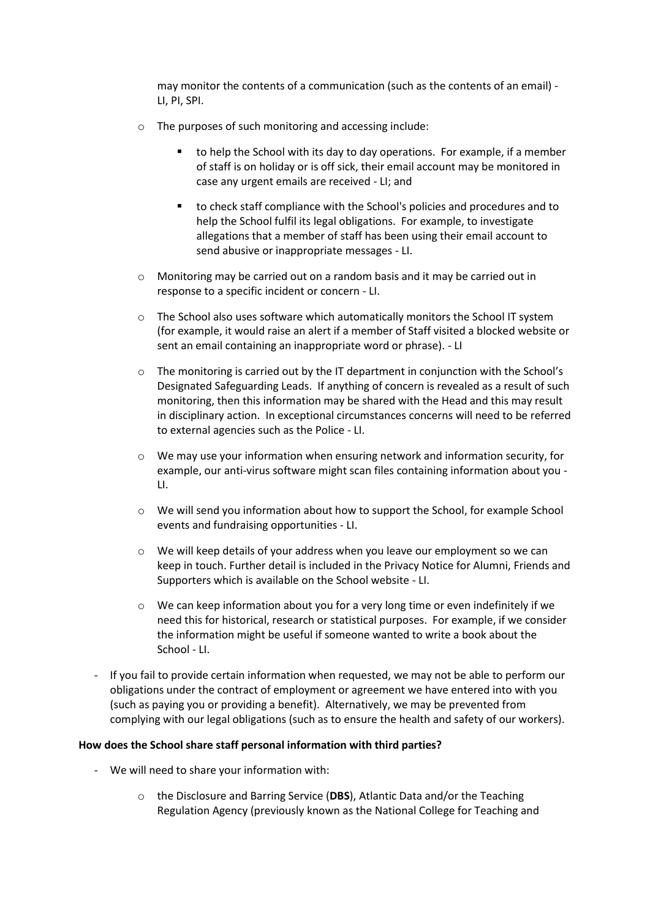may monitor the contents of a communication (such as the contents of an email) - LI, PI, SPI.

- The purposes of such monitoring and accessing include:
  - to help the School with its day to day operations. For example, if a member of staff is on holiday or is off sick, their email account may be monitored in case any urgent emails are received - LI; and
  - to check staff compliance with the School's policies and procedures and to help the School fulfil its legal obligations. For example, to investigate allegations that a member of staff has been using their email account to send abusive or inappropriate messages - LI.
- Monitoring may be carried out on a random basis and it may be carried out in response to a specific incident or concern - LI.
- The School also uses software which automatically monitors the School IT system (for example, it would raise an alert if a member of Staff visited a blocked website or sent an email containing an inappropriate word or phrase). - LI
- The monitoring is carried out by the IT department in conjunction with the School's Designated Safeguarding Leads. If anything of concern is revealed as a result of such monitoring, then this information may be shared with the Head and this may result in disciplinary action. In exceptional circumstances concerns will need to be referred to external agencies such as the Police - LI.
- We may use your information when ensuring network and information security, for example, our anti-virus software might scan files containing information about you - LI.
- We will send you information about how to support the School, for example School events and fundraising opportunities - LI.
- We will keep details of your address when you leave our employment so we can keep in touch. Further detail is included in the Privacy Notice for Alumni, Friends and Supporters which is available on the School website - LI.
- We can keep information about you for a very long time or even indefinitely if we need this for historical, research or statistical purposes. For example, if we consider the information might be useful if someone wanted to write a book about the School - LI.

- If you fail to provide certain information when requested, we may not be able to perform our obligations under the contract of employment or agreement we have entered into with you (such as paying you or providing a benefit). Alternatively, we may be prevented from complying with our legal obligations (such as to ensure the health and safety of our workers).

**How does the School share staff personal information with third parties?**

- We will need to share your information with:
  - the Disclosure and Barring Service (**DBS**), Atlantic Data and/or the Teaching Regulation Agency (previously known as the National College for Teaching and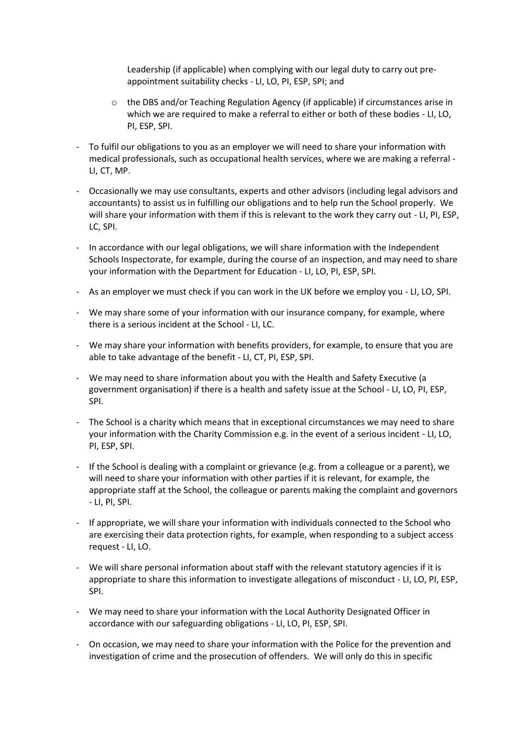Leadership (if applicable) when complying with our legal duty to carry out pre-appointment suitability checks - LI, LO, PI, ESP, SPI; and

    - the DBS and/or Teaching Regulation Agency (if applicable) if circumstances arise in which we are required to make a referral to either or both of these bodies - LI, LO, PI, ESP, SPI.

- To fulfil our obligations to you as an employer we will need to share your information with medical professionals, such as occupational health services, where we are making a referral - LI, CT, MP.

- Occasionally we may use consultants, experts and other advisors (including legal advisors and accountants) to assist us in fulfilling our obligations and to help run the School properly. We will share your information with them if this is relevant to the work they carry out - LI, PI, ESP, LC, SPI.

- In accordance with our legal obligations, we will share information with the Independent Schools Inspectorate, for example, during the course of an inspection, and may need to share your information with the Department for Education - LI, LO, PI, ESP, SPI.

- As an employer we must check if you can work in the UK before we employ you - LI, LO, SPI.

- We may share some of your information with our insurance company, for example, where there is a serious incident at the School - LI, LC.

- We may share your information with benefits providers, for example, to ensure that you are able to take advantage of the benefit - LI, CT, PI, ESP, SPI.

- We may need to share information about you with the Health and Safety Executive (a government organisation) if there is a health and safety issue at the School - LI, LO, PI, ESP, SPI.

- The School is a charity which means that in exceptional circumstances we may need to share your information with the Charity Commission e.g. in the event of a serious incident - LI, LO, PI, ESP, SPI.

- If the School is dealing with a complaint or grievance (e.g. from a colleague or a parent), we will need to share your information with other parties if it is relevant, for example, the appropriate staff at the School, the colleague or parents making the complaint and governors - LI, PI, SPI.

- If appropriate, we will share your information with individuals connected to the School who are exercising their data protection rights, for example, when responding to a subject access request - LI, LO.

- We will share personal information about staff with the relevant statutory agencies if it is appropriate to share this information to investigate allegations of misconduct - LI, LO, PI, ESP, SPI.

- We may need to share your information with the Local Authority Designated Officer in accordance with our safeguarding obligations - LI, LO, PI, ESP, SPI.

- On occasion, we may need to share your information with the Police for the prevention and investigation of crime and the prosecution of offenders. We will only do this in specific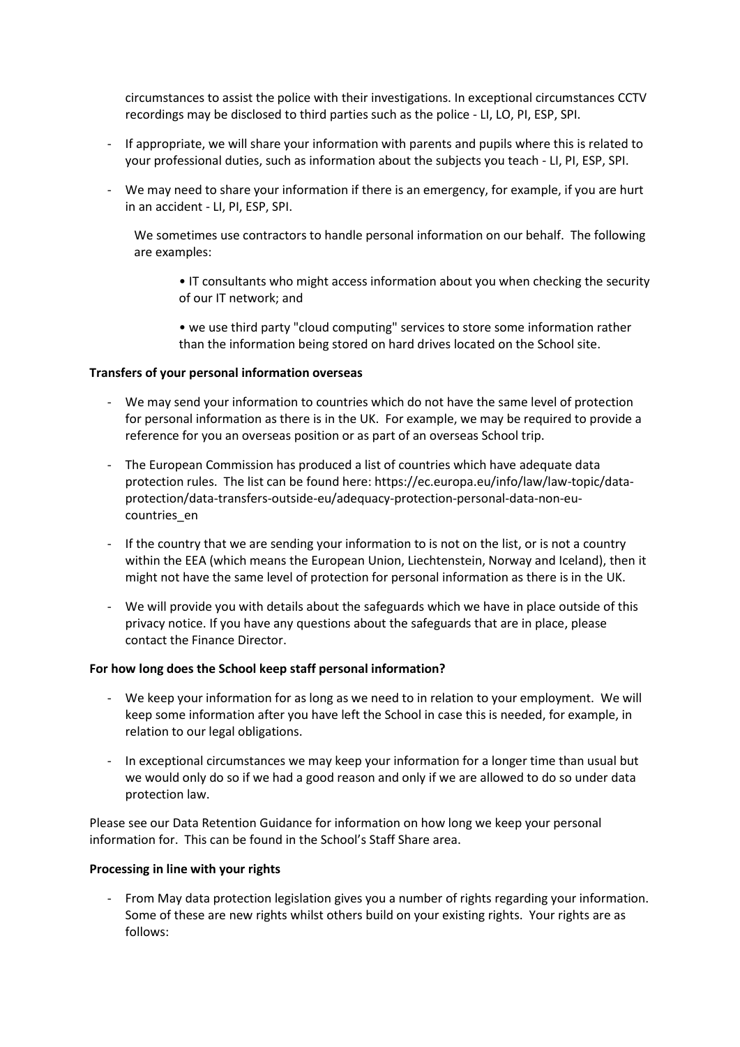circumstances to assist the police with their investigations. In exceptional circumstances CCTV recordings may be disclosed to third parties such as the police - LI, LO, PI, ESP, SPI.

- If appropriate, we will share your information with parents and pupils where this is related to your professional duties, such as information about the subjects you teach - LI, PI, ESP, SPI.
- We may need to share your information if there is an emergency, for example, if you are hurt in an accident - LI, PI, ESP, SPI.

We sometimes use contractors to handle personal information on our behalf. The following are examples:

- IT consultants who might access information about you when checking the security of our IT network; and
- we use third party "cloud computing" services to store some information rather than the information being stored on hard drives located on the School site.

**Transfers of your personal information overseas**

- We may send your information to countries which do not have the same level of protection for personal information as there is in the UK. For example, we may be required to provide a reference for you an overseas position or as part of an overseas School trip.
- The European Commission has produced a list of countries which have adequate data protection rules. The list can be found here: https://ec.europa.eu/info/law/law-topic/data-protection/data-transfers-outside-eu/adequacy-protection-personal-data-non-eu-countries_en
- If the country that we are sending your information to is not on the list, or is not a country within the EEA (which means the European Union, Liechtenstein, Norway and Iceland), then it might not have the same level of protection for personal information as there is in the UK.
- We will provide you with details about the safeguards which we have in place outside of this privacy notice. If you have any questions about the safeguards that are in place, please contact the Finance Director.

**For how long does the School keep staff personal information?**

- We keep your information for as long as we need to in relation to your employment. We will keep some information after you have left the School in case this is needed, for example, in relation to our legal obligations.
- In exceptional circumstances we may keep your information for a longer time than usual but we would only do so if we had a good reason and only if we are allowed to do so under data protection law.

Please see our Data Retention Guidance for information on how long we keep your personal information for. This can be found in the School's Staff Share area.

**Processing in line with your rights**

- From May data protection legislation gives you a number of rights regarding your information. Some of these are new rights whilst others build on your existing rights. Your rights are as follows: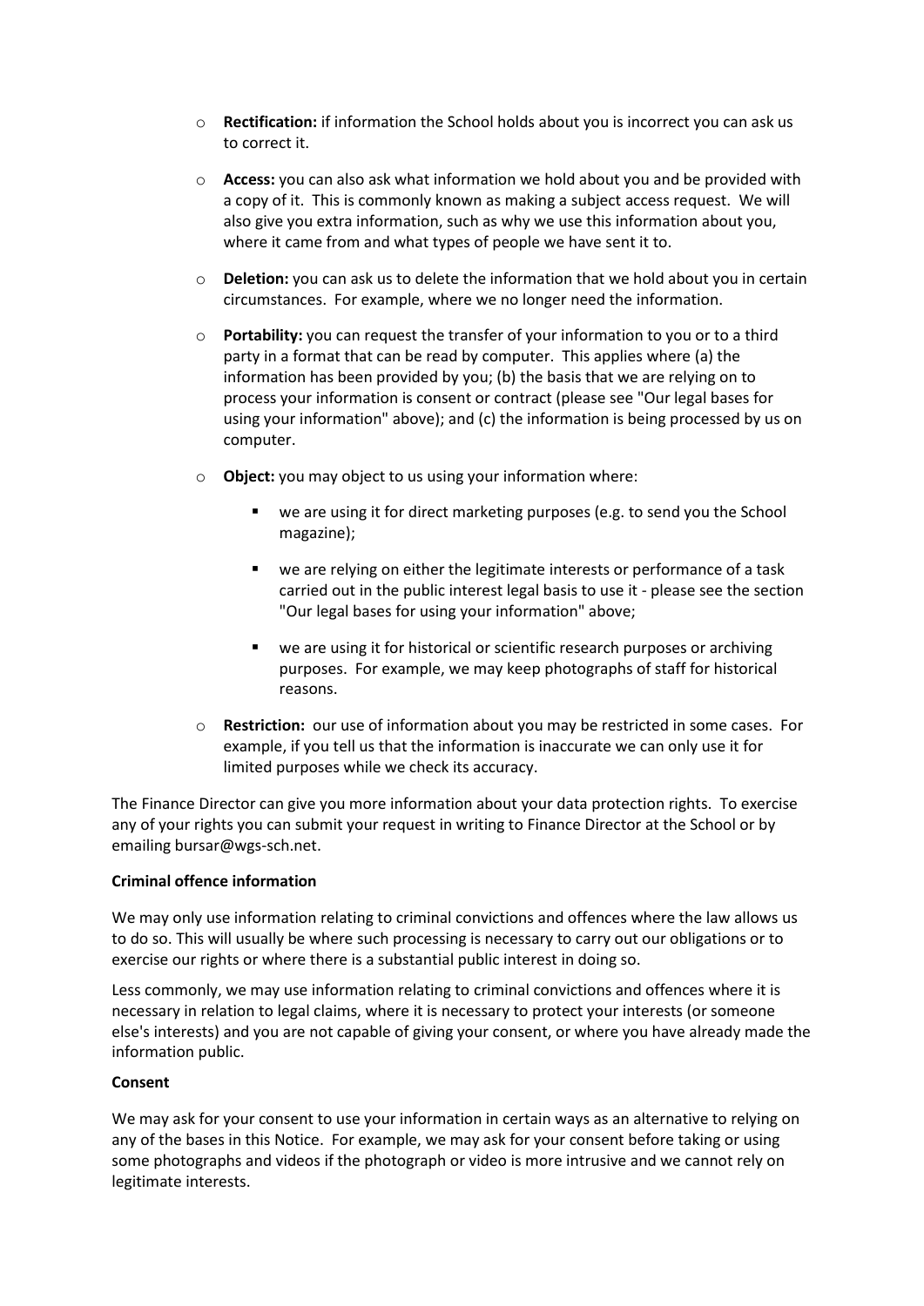- **Rectification:** if information the School holds about you is incorrect you can ask us to correct it.
- **Access:** you can also ask what information we hold about you and be provided with a copy of it. This is commonly known as making a subject access request. We will also give you extra information, such as why we use this information about you, where it came from and what types of people we have sent it to.
- **Deletion:** you can ask us to delete the information that we hold about you in certain circumstances. For example, where we no longer need the information.
- **Portability:** you can request the transfer of your information to you or to a third party in a format that can be read by computer. This applies where (a) the information has been provided by you; (b) the basis that we are relying on to process your information is consent or contract (please see "Our legal bases for using your information" above); and (c) the information is being processed by us on computer.
- **Object:** you may object to us using your information where:
  - we are using it for direct marketing purposes (e.g. to send you the School magazine);
  - we are relying on either the legitimate interests or performance of a task carried out in the public interest legal basis to use it - please see the section "Our legal bases for using your information" above;
  - we are using it for historical or scientific research purposes or archiving purposes. For example, we may keep photographs of staff for historical reasons.
- **Restriction:** our use of information about you may be restricted in some cases. For example, if you tell us that the information is inaccurate we can only use it for limited purposes while we check its accuracy.

The Finance Director can give you more information about your data protection rights. To exercise any of your rights you can submit your request in writing to Finance Director at the School or by emailing bursar@wgs-sch.net.

**Criminal offence information**

We may only use information relating to criminal convictions and offences where the law allows us to do so. This will usually be where such processing is necessary to carry out our obligations or to exercise our rights or where there is a substantial public interest in doing so.

Less commonly, we may use information relating to criminal convictions and offences where it is necessary in relation to legal claims, where it is necessary to protect your interests (or someone else's interests) and you are not capable of giving your consent, or where you have already made the information public.

**Consent**

We may ask for your consent to use your information in certain ways as an alternative to relying on any of the bases in this Notice. For example, we may ask for your consent before taking or using some photographs and videos if the photograph or video is more intrusive and we cannot rely on legitimate interests.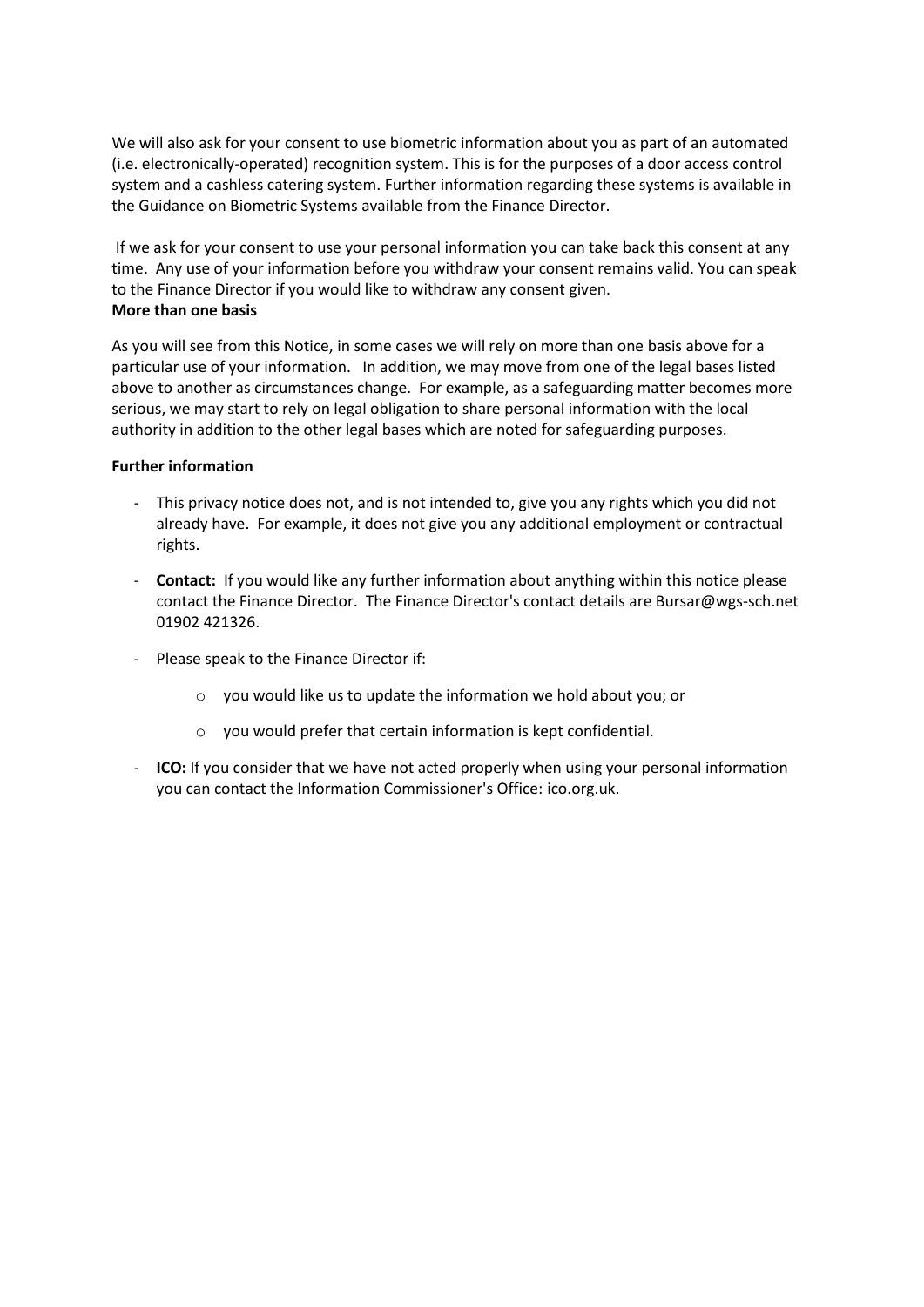We will also ask for your consent to use biometric information about you as part of an automated (i.e. electronically-operated) recognition system. This is for the purposes of a door access control system and a cashless catering system. Further information regarding these systems is available in the Guidance on Biometric Systems available from the Finance Director.

If we ask for your consent to use your personal information you can take back this consent at any time. Any use of your information before you withdraw your consent remains valid. You can speak to the Finance Director if you would like to withdraw any consent given.

**More than one basis**

As you will see from this Notice, in some cases we will rely on more than one basis above for a particular use of your information. In addition, we may move from one of the legal bases listed above to another as circumstances change. For example, as a safeguarding matter becomes more serious, we may start to rely on legal obligation to share personal information with the local authority in addition to the other legal bases which are noted for safeguarding purposes.

**Further information**

- This privacy notice does not, and is not intended to, give you any rights which you did not already have. For example, it does not give you any additional employment or contractual rights.
- **Contact:** If you would like any further information about anything within this notice please contact the Finance Director. The Finance Director's contact details are Bursar@wgs-sch.net 01902 421326.
- Please speak to the Finance Director if:
    - you would like us to update the information we hold about you; or
    - you would prefer that certain information is kept confidential.
- **ICO:** If you consider that we have not acted properly when using your personal information you can contact the Information Commissioner's Office: ico.org.uk.